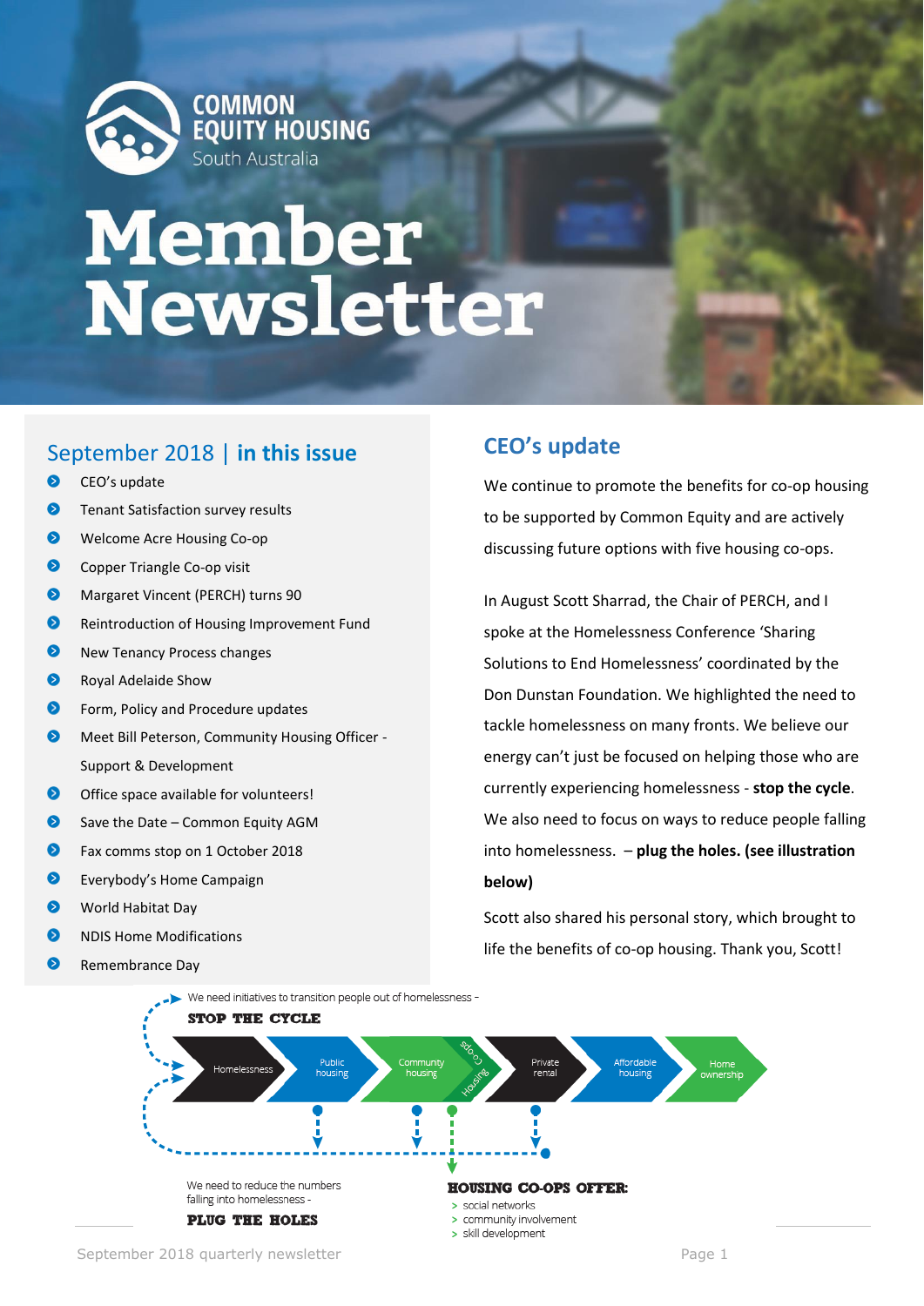# COMMON EQUITY HOUSING

South Australia

# Member Newsletter

## September 2018 | in this issue

- CEO's update
- Tenant Satisfaction survey results
- Welcome Acre Housing Co-op
- Copper Triangle Co-op visit
- Margaret Vincent (PERCH) turns 90
- Reintroduction of Housing Improvement Fund
- New Tenancy Process changes
- Royal Adelaide Show
- Form, Policy and Procedure updates
- Meet Bill Peterson, Community Housing Officer - Support & Development
- Office space available for volunteers!
- Save the Date – Common Equity AGM
- Fax comms stop on 1 October 2018
- Everybody's Home Campaign
- World Habitat Day
- NDIS Home Modifications
- Remembrance Day

## CEO's update

We continue to promote the benefits for co-op housing to be supported by Common Equity and are actively discussing future options with five housing co-ops.

In August Scott Sharrad, the Chair of PERCH, and I spoke at the Homelessness Conference 'Sharing Solutions to End Homelessness' coordinated by the Don Dunstan Foundation. We highlighted the need to tackle homelessness on many fronts. We believe our energy can't just be focused on helping those who are currently experiencing homelessness - **stop the cycle**. We also need to focus on ways to reduce people falling into homelessness. – **plug the holes. (see illustration below)**

Scott also shared his personal story, which brought to life the benefits of co-op housing. Thank you, Scott!

We need initiatives to transition people out of homelessness -

**STOP THE CYCLE**

Homelessness → Public housing → Community housing (Co-ops Housing) → Private rental → Affordable housing → Home ownership

We need to reduce the numbers falling into homelessness -

**PLUG THE HOLES**

**HOUSING CO-OPS OFFER:**

- social networks
- community involvement
- skill development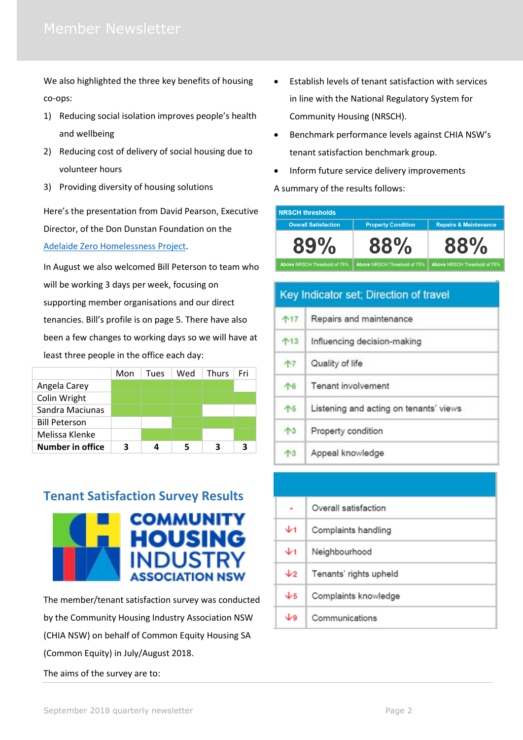We also highlighted the three key benefits of housing co-ops:

1) Reducing social isolation improves people's health and wellbeing
2) Reducing cost of delivery of social housing due to volunteer hours
3) Providing diversity of housing solutions

Here's the presentation from David Pearson, Executive Director, of the Don Dunstan Foundation on the [Adelaide Zero Homelessness Project](Adelaide Zero Homelessness Project).

In August we also welcomed Bill Peterson to team who will be working 3 days per week, focusing on supporting member organisations and our direct tenancies. Bill's profile is on page 5. There have also been a few changes to working days so we will have at least three people in the office each day:

| | Mon | Tues | Wed | Thurs | Fri |
|---|---|---|---|---|---|
| Angela Carey | ✓ | ✓ | ✓ | ✓ | |
| Colin Wright | ✓ | ✓ | ✓ | ✓ | ✓ |
| Sandra Maciunas | ✓ | ✓ | ✓ | | |
| Bill Peterson | | | ✓ | ✓ | ✓ |
| Melissa Klenke | | ✓ | ✓ | | ✓ |
| **Number in office** | **3** | **4** | **5** | **3** | **3** |

## Tenant Satisfaction Survey Results

COMMUNITY HOUSING INDUSTRY ASSOCIATION NSW

The member/tenant satisfaction survey was conducted by the Community Housing Industry Association NSW (CHIA NSW) on behalf of Common Equity Housing SA (Common Equity) in July/August 2018.

The aims of the survey are to:

- Establish levels of tenant satisfaction with services in line with the National Regulatory System for Community Housing (NRSCH).
- Benchmark performance levels against CHIA NSW's tenant satisfaction benchmark group.
- Inform future service delivery improvements

A summary of the results follows:

| NRSCH thresholds | | |
|---|---|---|
| Overall Satisfaction | Property Condition | Repairs & Maintenance |
| 89% | 88% | 88% |
| Above NRSCH Threshold of 75% | Above NRSCH Threshold of 75% | Above NRSCH Threshold of 75% |

| Key Indicator set; Direction of travel | |
|---|---|
| ↑17 | Repairs and maintenance |
| ↑13 | Influencing decision-making |
| ↑7 | Quality of life |
| ↑6 | Tenant involvement |
| ↑5 | Listening and acting on tenants' views |
| ↑3 | Property condition |
| ↑3 | Appeal knowledge |
| - | Overall satisfaction |
| ↓1 | Complaints handling |
| ↓1 | Neighbourhood |
| ↓2 | Tenants' rights upheld |
| ↓5 | Complaints knowledge |
| ↓9 | Communications |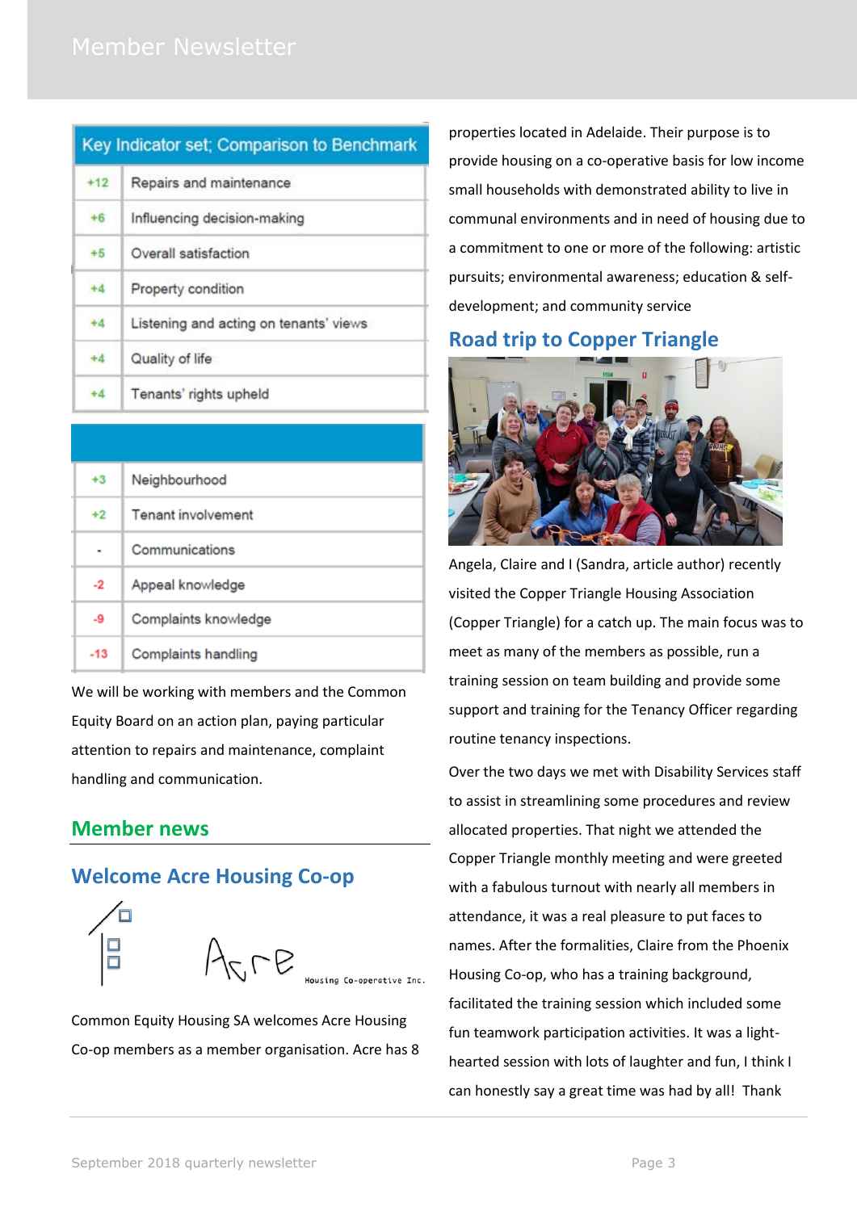| Key Indicator set; Comparison to Benchmark | |
|---|---|
| +12 | Repairs and maintenance |
| +6 | Influencing decision-making |
| +5 | Overall satisfaction |
| +4 | Property condition |
| +4 | Listening and acting on tenants' views |
| +4 | Quality of life |
| +4 | Tenants' rights upheld |
| +3 | Neighbourhood |
| +2 | Tenant involvement |
| - | Communications |
| -2 | Appeal knowledge |
| -9 | Complaints knowledge |
| -13 | Complaints handling |

We will be working with members and the Common Equity Board on an action plan, paying particular attention to repairs and maintenance, complaint handling and communication.

## Member news

### Welcome Acre Housing Co-op

Acre Housing Co-operative Inc.

Common Equity Housing SA welcomes Acre Housing Co-op members as a member organisation. Acre has 8 properties located in Adelaide. Their purpose is to provide housing on a co-operative basis for low income small households with demonstrated ability to live in communal environments and in need of housing due to a commitment to one or more of the following: artistic pursuits; environmental awareness; education & self-development; and community service

### Road trip to Copper Triangle

Angela, Claire and I (Sandra, article author) recently visited the Copper Triangle Housing Association (Copper Triangle) for a catch up. The main focus was to meet as many of the members as possible, run a training session on team building and provide some support and training for the Tenancy Officer regarding routine tenancy inspections.

Over the two days we met with Disability Services staff to assist in streamlining some procedures and review allocated properties. That night we attended the Copper Triangle monthly meeting and were greeted with a fabulous turnout with nearly all members in attendance, it was a real pleasure to put faces to names. After the formalities, Claire from the Phoenix Housing Co-op, who has a training background, facilitated the training session which included some fun teamwork participation activities. It was a light-hearted session with lots of laughter and fun, I think I can honestly say a great time was had by all! Thank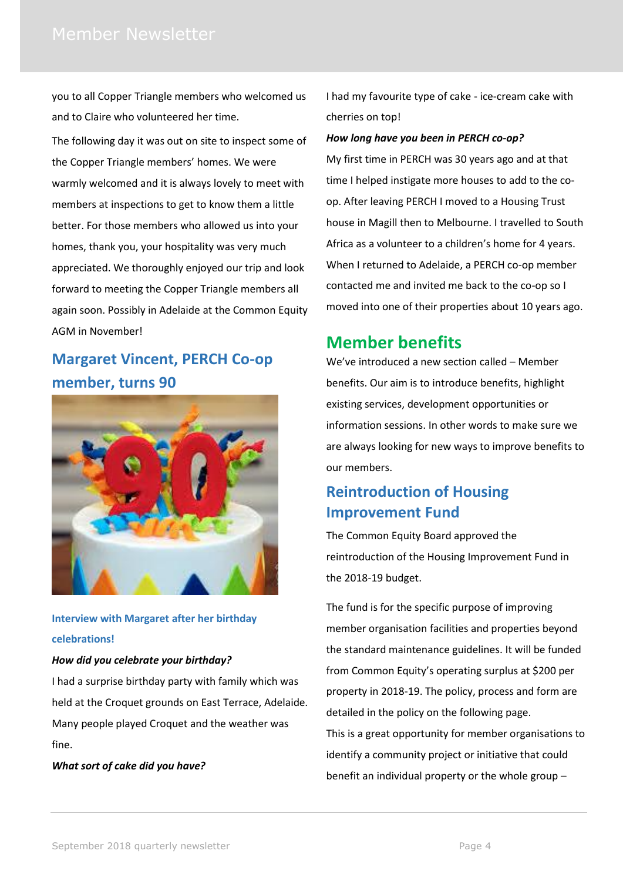you to all Copper Triangle members who welcomed us and to Claire who volunteered her time.

The following day it was out on site to inspect some of the Copper Triangle members' homes. We were warmly welcomed and it is always lovely to meet with members at inspections to get to know them a little better. For those members who allowed us into your homes, thank you, your hospitality was very much appreciated. We thoroughly enjoyed our trip and look forward to meeting the Copper Triangle members all again soon. Possibly in Adelaide at the Common Equity AGM in November!

## Margaret Vincent, PERCH Co-op member, turns 90

**Interview with Margaret after her birthday celebrations!**

***How did you celebrate your birthday?***

I had a surprise birthday party with family which was held at the Croquet grounds on East Terrace, Adelaide. Many people played Croquet and the weather was fine.

***What sort of cake did you have?***

I had my favourite type of cake - ice-cream cake with cherries on top!

***How long have you been in PERCH co-op?***

My first time in PERCH was 30 years ago and at that time I helped instigate more houses to add to the co-op. After leaving PERCH I moved to a Housing Trust house in Magill then to Melbourne. I travelled to South Africa as a volunteer to a children's home for 4 years. When I returned to Adelaide, a PERCH co-op member contacted me and invited me back to the co-op so I moved into one of their properties about 10 years ago.

# Member benefits

We've introduced a new section called – Member benefits. Our aim is to introduce benefits, highlight existing services, development opportunities or information sessions. In other words to make sure we are always looking for new ways to improve benefits to our members.

## Reintroduction of Housing Improvement Fund

The Common Equity Board approved the reintroduction of the Housing Improvement Fund in the 2018-19 budget.

The fund is for the specific purpose of improving member organisation facilities and properties beyond the standard maintenance guidelines. It will be funded from Common Equity's operating surplus at $200 per property in 2018-19. The policy, process and form are detailed in the policy on the following page.

This is a great opportunity for member organisations to identify a community project or initiative that could benefit an individual property or the whole group –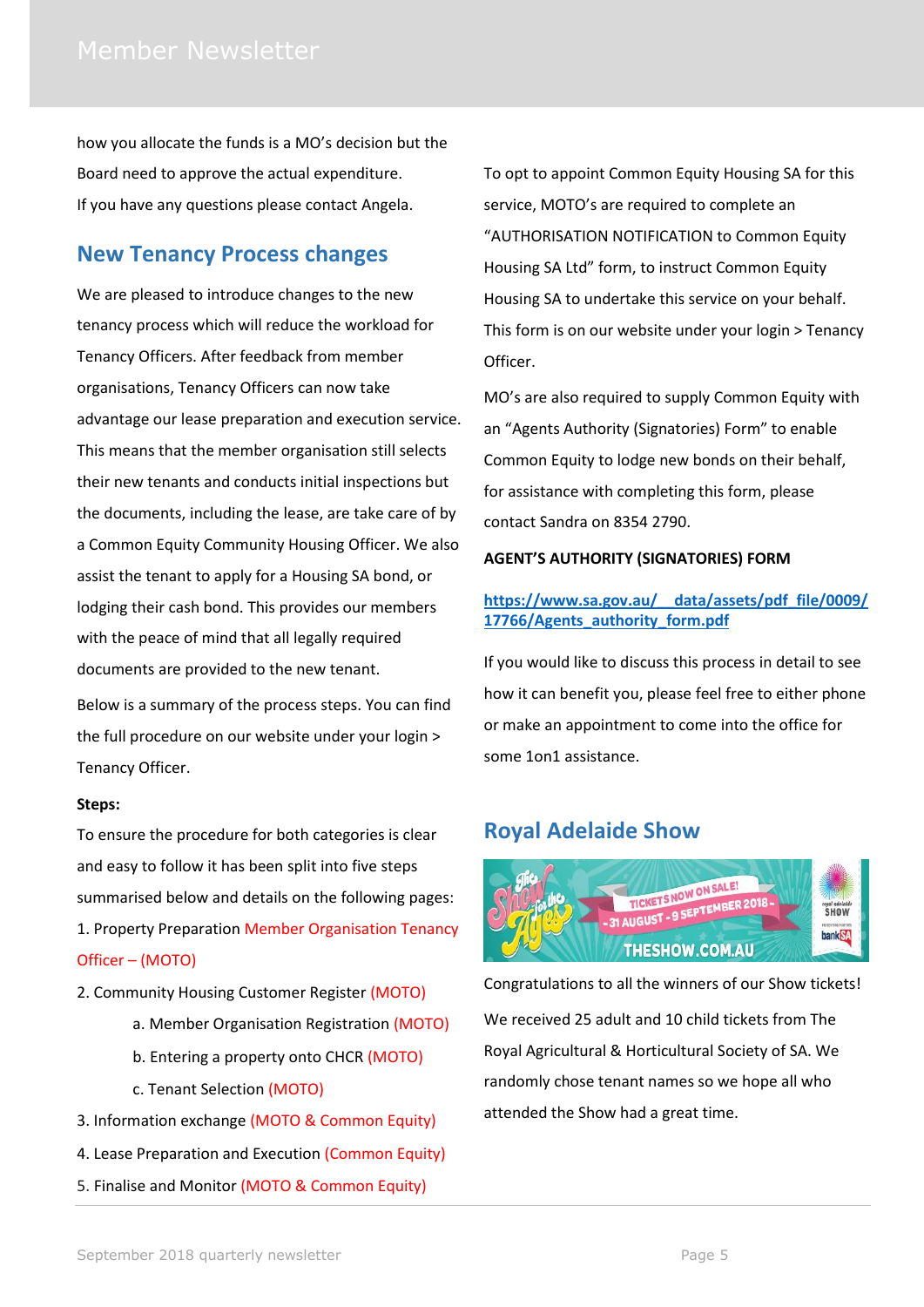how you allocate the funds is a MO's decision but the Board need to approve the actual expenditure.

If you have any questions please contact Angela.

## New Tenancy Process changes

We are pleased to introduce changes to the new tenancy process which will reduce the workload for Tenancy Officers. After feedback from member organisations, Tenancy Officers can now take advantage our lease preparation and execution service. This means that the member organisation still selects their new tenants and conducts initial inspections but the documents, including the lease, are take care of by a Common Equity Community Housing Officer. We also assist the tenant to apply for a Housing SA bond, or lodging their cash bond. This provides our members with the peace of mind that all legally required documents are provided to the new tenant.

Below is a summary of the process steps. You can find the full procedure on our website under your login > Tenancy Officer.

**Steps:**

To ensure the procedure for both categories is clear and easy to follow it has been split into five steps summarised below and details on the following pages:

1. Property Preparation Member Organisation Tenancy Officer – (MOTO)
2. Community Housing Customer Register (MOTO)
   a. Member Organisation Registration (MOTO)
   b. Entering a property onto CHCR (MOTO)
   c. Tenant Selection (MOTO)
3. Information exchange (MOTO & Common Equity)
4. Lease Preparation and Execution (Common Equity)
5. Finalise and Monitor (MOTO & Common Equity)

To opt to appoint Common Equity Housing SA for this service, MOTO's are required to complete an "AUTHORISATION NOTIFICATION to Common Equity Housing SA Ltd" form, to instruct Common Equity Housing SA to undertake this service on your behalf. This form is on our website under your login > Tenancy Officer.

MO's are also required to supply Common Equity with an "Agents Authority (Signatories) Form" to enable Common Equity to lodge new bonds on their behalf, for assistance with completing this form, please contact Sandra on 8354 2790.

**AGENT'S AUTHORITY (SIGNATORIES) FORM**

https://www.sa.gov.au/__data/assets/pdf_file/0009/17766/Agents_authority_form.pdf

If you would like to discuss this process in detail to see how it can benefit you, please feel free to either phone or make an appointment to come into the office for some 1on1 assistance.

## Royal Adelaide Show

Congratulations to all the winners of our Show tickets!

We received 25 adult and 10 child tickets from The Royal Agricultural & Horticultural Society of SA. We randomly chose tenant names so we hope all who attended the Show had a great time.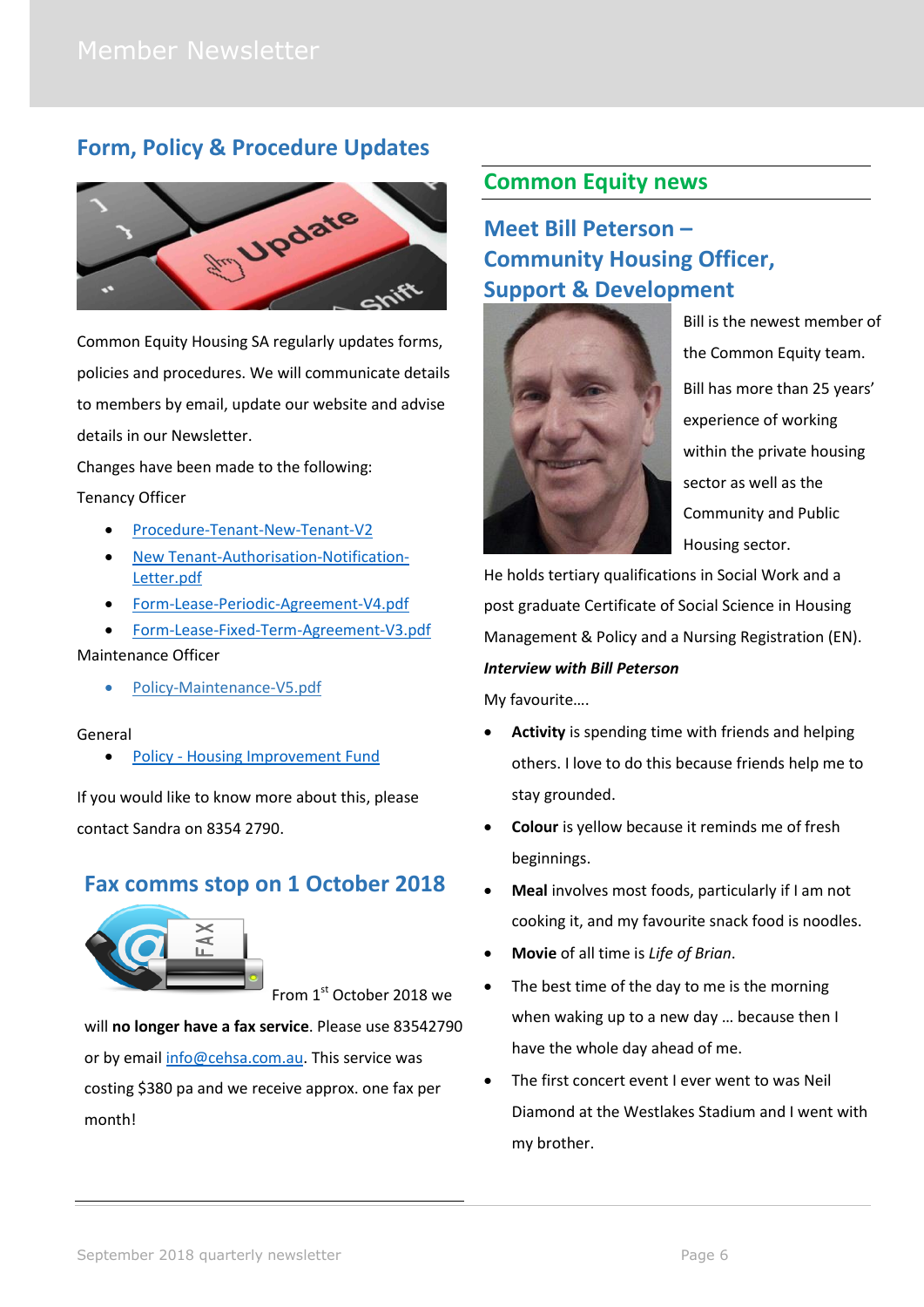## Form, Policy & Procedure Updates

Common Equity Housing SA regularly updates forms, policies and procedures. We will communicate details to members by email, update our website and advise details in our Newsletter.

Changes have been made to the following:

Tenancy Officer

- Procedure-Tenant-New-Tenant-V2
- New Tenant-Authorisation-Notification-Letter.pdf
- Form-Lease-Periodic-Agreement-V4.pdf
- Form-Lease-Fixed-Term-Agreement-V3.pdf

Maintenance Officer

- Policy-Maintenance-V5.pdf

General

- Policy - Housing Improvement Fund

If you would like to know more about this, please contact Sandra on 8354 2790.

## Fax comms stop on 1 October 2018

From 1st October 2018 we will **no longer have a fax service**. Please use 83542790 or by email info@cehsa.com.au. This service was costing $380 pa and we receive approx. one fax per month!

## Common Equity news

### Meet Bill Peterson – Community Housing Officer, Support & Development

Bill is the newest member of the Common Equity team. Bill has more than 25 years' experience of working within the private housing sector as well as the Community and Public Housing sector.

He holds tertiary qualifications in Social Work and a post graduate Certificate of Social Science in Housing Management & Policy and a Nursing Registration (EN).

***Interview with Bill Peterson***

My favourite….

- **Activity** is spending time with friends and helping others. I love to do this because friends help me to stay grounded.
- **Colour** is yellow because it reminds me of fresh beginnings.
- **Meal** involves most foods, particularly if I am not cooking it, and my favourite snack food is noodles.
- **Movie** of all time is *Life of Brian*.
- The best time of the day to me is the morning when waking up to a new day … because then I have the whole day ahead of me.
- The first concert event I ever went to was Neil Diamond at the Westlakes Stadium and I went with my brother.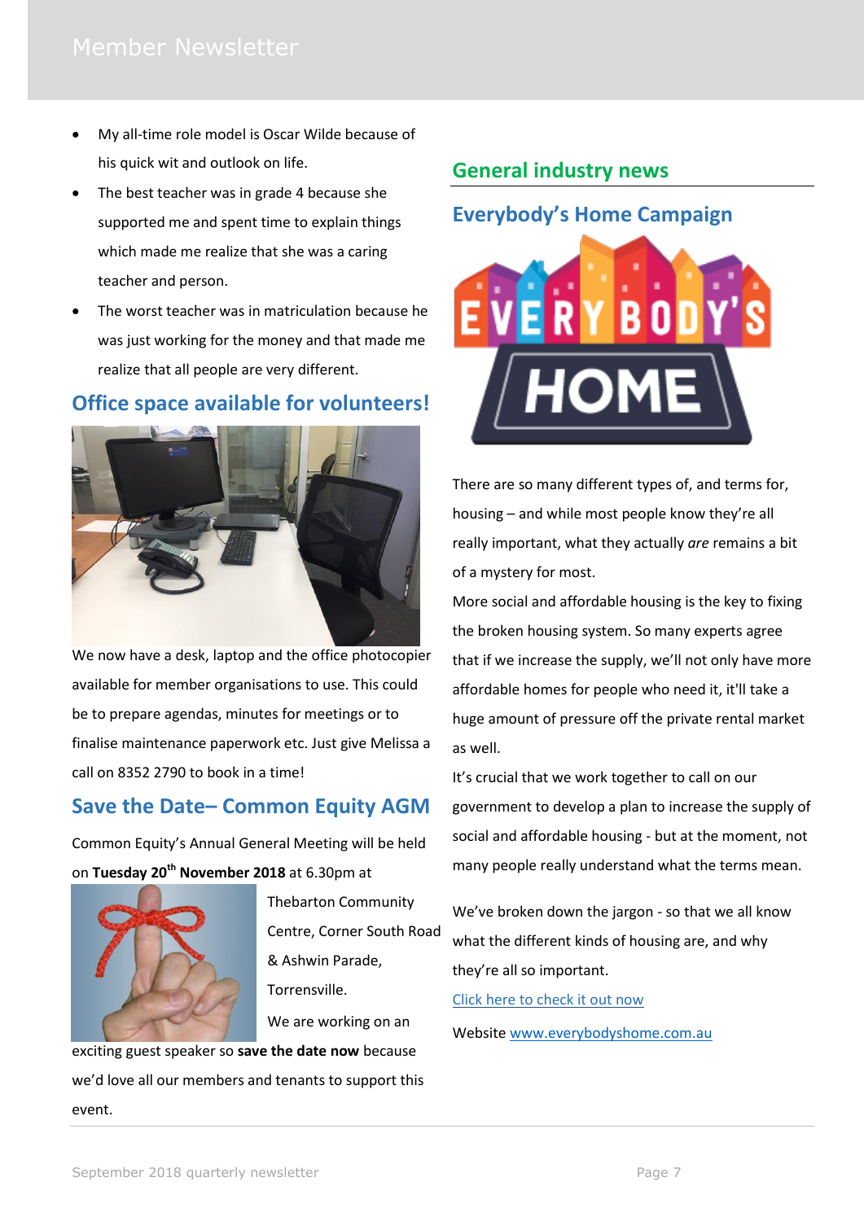- My all-time role model is Oscar Wilde because of his quick wit and outlook on life.
- The best teacher was in grade 4 because she supported me and spent time to explain things which made me realize that she was a caring teacher and person.
- The worst teacher was in matriculation because he was just working for the money and that made me realize that all people are very different.

## Office space available for volunteers!

We now have a desk, laptop and the office photocopier available for member organisations to use. This could be to prepare agendas, minutes for meetings or to finalise maintenance paperwork etc. Just give Melissa a call on 8352 2790 to book in a time!

## Save the Date– Common Equity AGM

Common Equity's Annual General Meeting will be held on **Tuesday 20th November 2018** at 6.30pm at Thebarton Community Centre, Corner South Road & Ashwin Parade, Torrensville.

We are working on an exciting guest speaker so **save the date now** because we'd love all our members and tenants to support this event.

## General industry news

## Everybody's Home Campaign

EVERYBODY'S HOME

There are so many different types of, and terms for, housing – and while most people know they're all really important, what they actually *are* remains a bit of a mystery for most.

More social and affordable housing is the key to fixing the broken housing system. So many experts agree that if we increase the supply, we'll not only have more affordable homes for people who need it, it'll take a huge amount of pressure off the private rental market as well.

It's crucial that we work together to call on our government to develop a plan to increase the supply of social and affordable housing - but at the moment, not many people really understand what the terms mean.

We've broken down the jargon - so that we all know what the different kinds of housing are, and why they're all so important.

Click here to check it out now

Website www.everybodyshome.com.au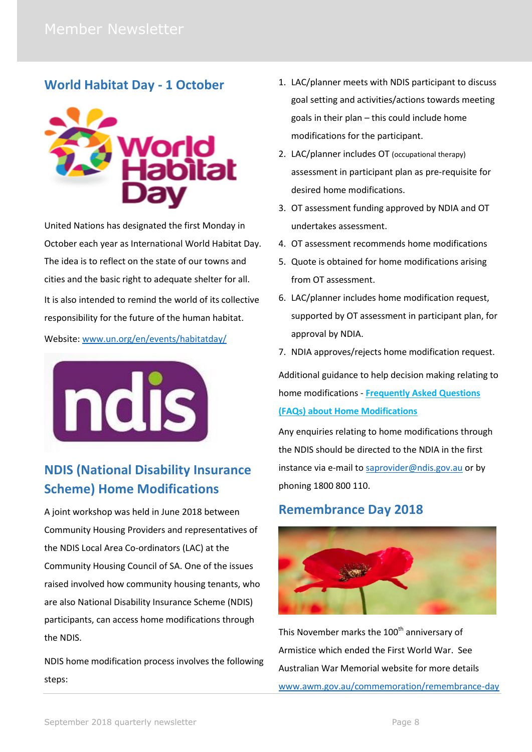## World Habitat Day - 1 October

United Nations has designated the first Monday in October each year as International World Habitat Day. The idea is to reflect on the state of our towns and cities and the basic right to adequate shelter for all.

It is also intended to remind the world of its collective responsibility for the future of the human habitat.

Website: www.un.org/en/events/habitatday/

## NDIS (National Disability Insurance Scheme) Home Modifications

A joint workshop was held in June 2018 between Community Housing Providers and representatives of the NDIS Local Area Co-ordinators (LAC) at the Community Housing Council of SA. One of the issues raised involved how community housing tenants, who are also National Disability Insurance Scheme (NDIS) participants, can access home modifications through the NDIS.

NDIS home modification process involves the following steps:

1. LAC/planner meets with NDIS participant to discuss goal setting and activities/actions towards meeting goals in their plan – this could include home modifications for the participant.
2. LAC/planner includes OT (occupational therapy) assessment in participant plan as pre-requisite for desired home modifications.
3. OT assessment funding approved by NDIA and OT undertakes assessment.
4. OT assessment recommends home modifications
5. Quote is obtained for home modifications arising from OT assessment.
6. LAC/planner includes home modification request, supported by OT assessment in participant plan, for approval by NDIA.
7. NDIA approves/rejects home modification request.

Additional guidance to help decision making relating to home modifications - **Frequently Asked Questions (FAQs) about Home Modifications**

Any enquiries relating to home modifications through the NDIS should be directed to the NDIA in the first instance via e-mail to saprovider@ndis.gov.au or by phoning 1800 800 110.

## Remembrance Day 2018

This November marks the 100th anniversary of Armistice which ended the First World War. See Australian War Memorial website for more details www.awm.gov.au/commemoration/remembrance-day